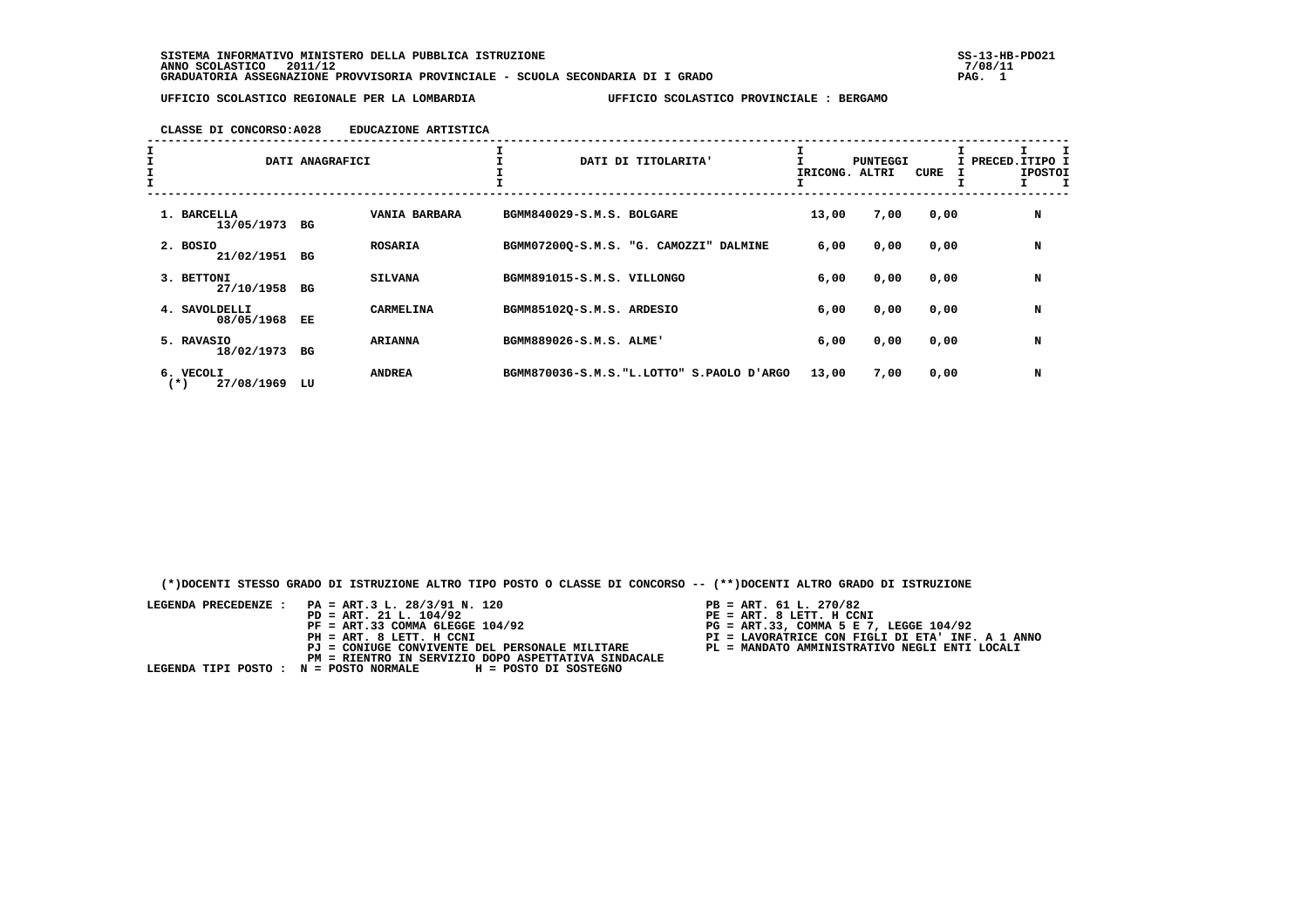SISTEMA INFORMATIVO MINISTERO DELLA PUBBLICA ISTRUZIONE — SS-13-HB-PDO21

ANNO SCOLASTICO 2011/12 — 7/08/11

GRADUATORIA ASSEGNAZIONE PROVVISORIA PROVINCIALE - SCUOLA SECONDARIA DI I GRADO

UFFICIO SCOLASTICO REGIONALE PER LA LOMBARDIA — UFFICIO SCOLASTICO PROVINCIALE : BERGAMO

CLASSE DI CONCORSO:A028 EDUCAZIONE ARTISTICA

| DATI ANAGRAFICI | | | DATI DI TITOLARITA' | PUNTEGGI RICONG. | PUNTEGGI ALTRI | PUNTEGGI CURE | PRECED. | TIPO POSTO |
|---|---|---|---|---|---|---|---|---|
| 1. BARCELLA 13/05/1973 | BG | VANIA BARBARA | BGMM840029-S.M.S. BOLGARE | 13,00 | 7,00 | 0,00 | | N |
| 2. BOSIO 21/02/1951 | BG | ROSARIA | BGMM07200Q-S.M.S. "G. CAMOZZI" DALMINE | 6,00 | 0,00 | 0,00 | | N |
| 3. BETTONI 27/10/1958 | BG | SILVANA | BGMM891015-S.M.S. VILLONGO | 6,00 | 0,00 | 0,00 | | N |
| 4. SAVOLDELLI 08/05/1968 | EE | CARMELINA | BGMM85102Q-S.M.S. ARDESIO | 6,00 | 0,00 | 0,00 | | N |
| 5. RAVASIO 18/02/1973 | BG | ARIANNA | BGMM889026-S.M.S. ALME' | 6,00 | 0,00 | 0,00 | | N |
| 6. VECOLI (*) 27/08/1969 | LU | ANDREA | BGMM870036-S.M.S."L.LOTTO" S.PAOLO D'ARGO | 13,00 | 7,00 | 0,00 | | N |

(*)DOCENTI STESSO GRADO DI ISTRUZIONE ALTRO TIPO POSTO O CLASSE DI CONCORSO -- (**)DOCENTI ALTRO GRADO DI ISTRUZIONE

LEGENDA PRECEDENZE :
- PA = ART.3 L. 28/3/91 N. 120
- PB = ART. 61 L. 270/82
- PD = ART. 21 L. 104/92
- PE = ART. 8 LETT. H CCNI
- PF = ART.33 COMMA 6LEGGE 104/92
- PG = ART.33, COMMA 5 E 7, LEGGE 104/92
- PH = ART. 8 LETT. H CCNI
- PI = LAVORATRICE CON FIGLI DI ETA' INF. A 1 ANNO
- PJ = CONIUGE CONVIVENTE DEL PERSONALE MILITARE
- PL = MANDATO AMMINISTRATIVO NEGLI ENTI LOCALI
- PM = RIENTRO IN SERVIZIO DOPO ASPETTATIVA SINDACALE

LEGENDA TIPI POSTO : N = POSTO NORMALE H = POSTO DI SOSTEGNO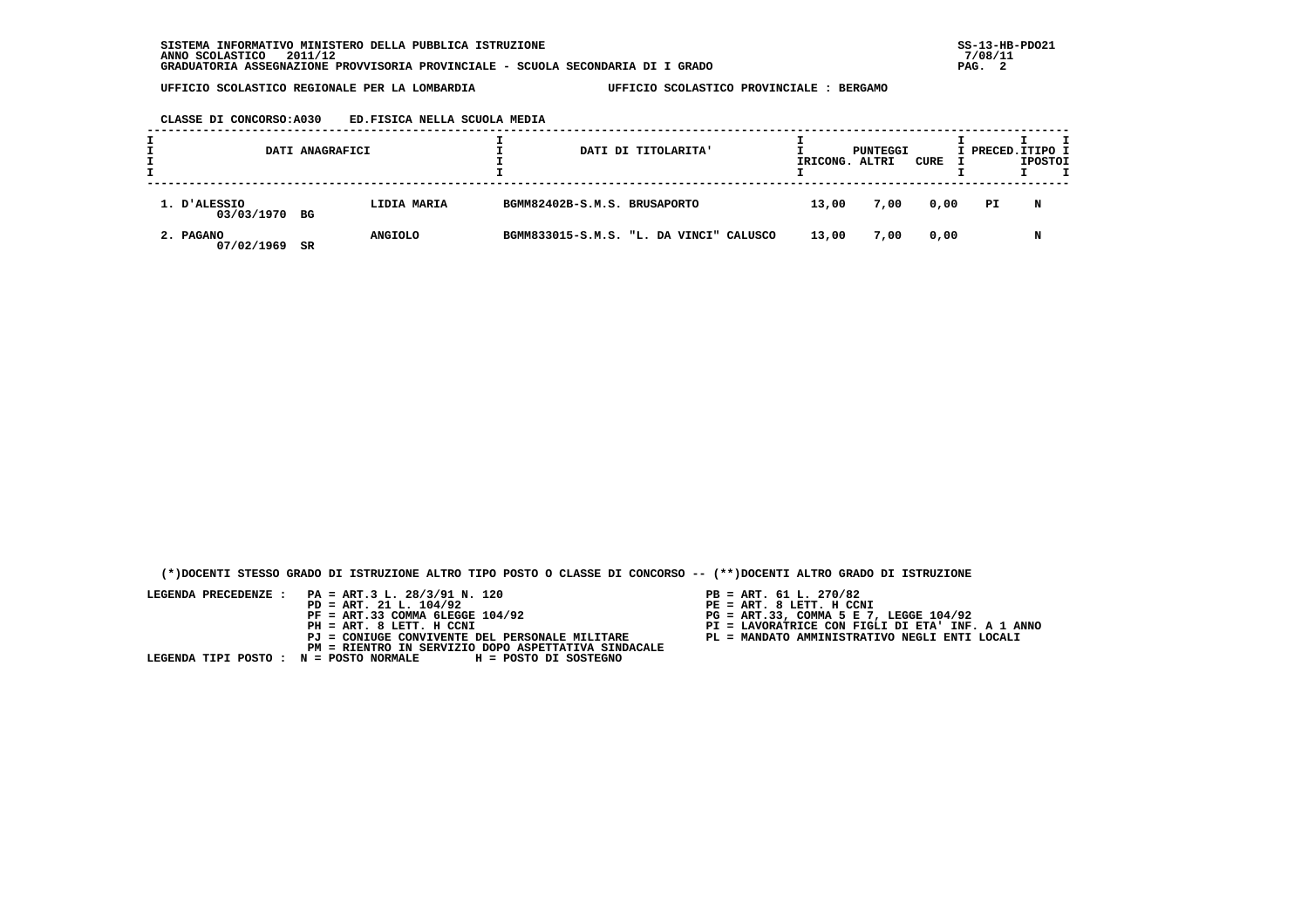SISTEMA INFORMATIVO MINISTERO DELLA PUBBLICA ISTRUZIONE
ANNO SCOLASTICO 2011/12
GRADUATORIA ASSEGNAZIONE PROVVISORIA PROVINCIALE - SCUOLA SECONDARIA DI I GRADO

UFFICIO SCOLASTICO REGIONALE PER LA LOMBARDIA — UFFICIO SCOLASTICO PROVINCIALE : BERGAMO

CLASSE DI CONCORSO:A030 ED.FISICA NELLA SCUOLA MEDIA

| DATI ANAGRAFICI | | | DATI DI TITOLARITA' | PUNTEGGI RICONG. | ALTRI | CURE | PRECED. | TIPO POSTO |
|---|---|---|---|---|---|---|---|---|
| 1. D'ALESSIO 03/03/1970 | BG | LIDIA MARIA | BGMM82402B-S.M.S. BRUSAPORTO | 13,00 | 7,00 | 0,00 | PI | N |
| 2. PAGANO 07/02/1969 | SR | ANGIOLO | BGMM833015-S.M.S. "L. DA VINCI" CALUSCO | 13,00 | 7,00 | 0,00 | | N |

(*)DOCENTI STESSO GRADO DI ISTRUZIONE ALTRO TIPO POSTO O CLASSE DI CONCORSO -- (**)DOCENTI ALTRO GRADO DI ISTRUZIONE

LEGENDA PRECEDENZE :
- PA = ART.3 L. 28/3/91 N. 120
- PB = ART. 61 L. 270/82
- PD = ART. 21 L. 104/92
- PE = ART. 8 LETT. H CCNI
- PF = ART.33 COMMA 6LEGGE 104/92
- PG = ART.33, COMMA 5 E 7, LEGGE 104/92
- PH = ART. 8 LETT. H CCNI
- PI = LAVORATRICE CON FIGLI DI ETA' INF. A 1 ANNO
- PJ = CONIUGE CONVIVENTE DEL PERSONALE MILITARE
- PL = MANDATO AMMINISTRATIVO NEGLI ENTI LOCALI
- PM = RIENTRO IN SERVIZIO DOPO ASPETTATIVA SINDACALE

LEGENDA TIPI POSTO : N = POSTO NORMALE H = POSTO DI SOSTEGNO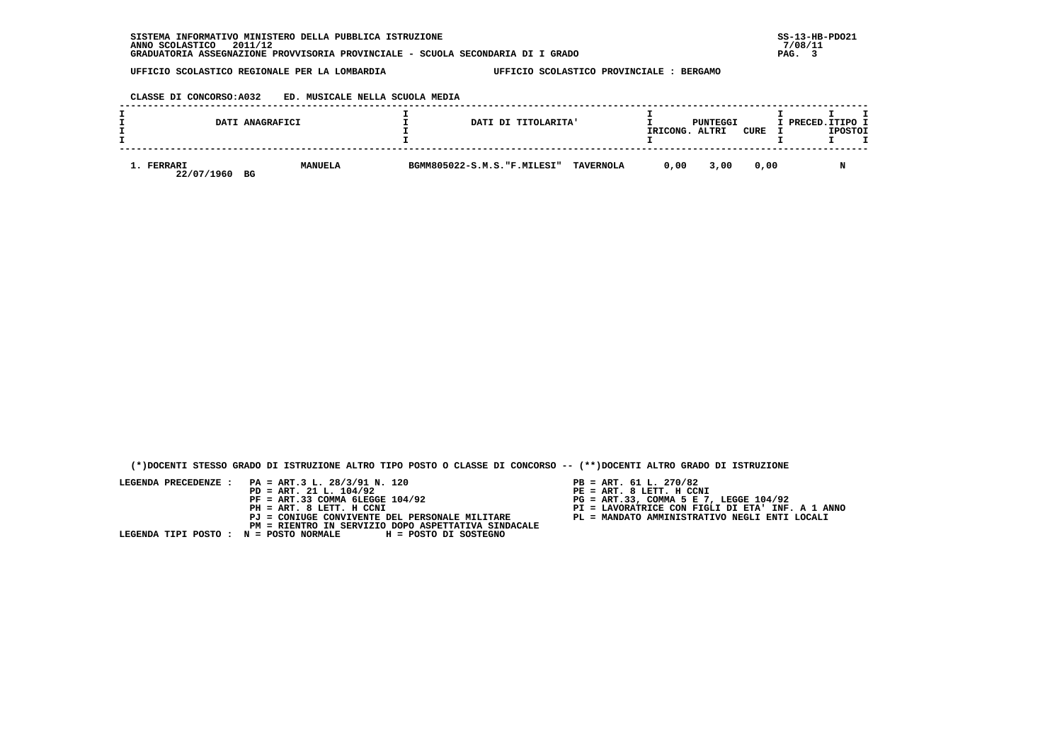SISTEMA INFORMATIVO MINISTERO DELLA PUBBLICA ISTRUZIONE
ANNO SCOLASTICO 2011/12
GRADUATORIA ASSEGNAZIONE PROVVISORIA PROVINCIALE - SCUOLA SECONDARIA DI I GRADO

SS-13-HB-PDO21
7/08/11

UFFICIO SCOLASTICO REGIONALE PER LA LOMBARDIA — UFFICIO SCOLASTICO PROVINCIALE : BERGAMO

CLASSE DI CONCORSO:A032 ED. MUSICALE NELLA SCUOLA MEDIA

| DATI ANAGRAFICI | | DATI DI TITOLARITA' | | PUNTEGGI RICONG. | PUNTEGGI ALTRI | PUNTEGGI CURE | PRECED. | TIPO POSTO |
|---|---|---|---|---|---|---|---|---|
| 1. FERRARI 22/07/1960 BG | MANUELA | BGMM805022-S.M.S."F.MILESI" | TAVERNOLA | 0,00 | 3,00 | 0,00 | | N |

(*)DOCENTI STESSO GRADO DI ISTRUZIONE ALTRO TIPO POSTO O CLASSE DI CONCORSO -- (**)DOCENTI ALTRO GRADO DI ISTRUZIONE

LEGENDA PRECEDENZE :
- PA = ART.3 L. 28/3/91 N. 120
- PB = ART. 61 L. 270/82
- PD = ART. 21 L. 104/92
- PE = ART. 8 LETT. H CCNI
- PF = ART.33 COMMA 6LEGGE 104/92
- PG = ART.33, COMMA 5 E 7, LEGGE 104/92
- PH = ART. 8 LETT. H CCNI
- PI = LAVORATRICE CON FIGLI DI ETA' INF. A 1 ANNO
- PJ = CONIUGE CONVIVENTE DEL PERSONALE MILITARE
- PL = MANDATO AMMINISTRATIVO NEGLI ENTI LOCALI
- PM = RIENTRO IN SERVIZIO DOPO ASPETTATIVA SINDACALE

LEGENDA TIPI POSTO : N = POSTO NORMALE H = POSTO DI SOSTEGNO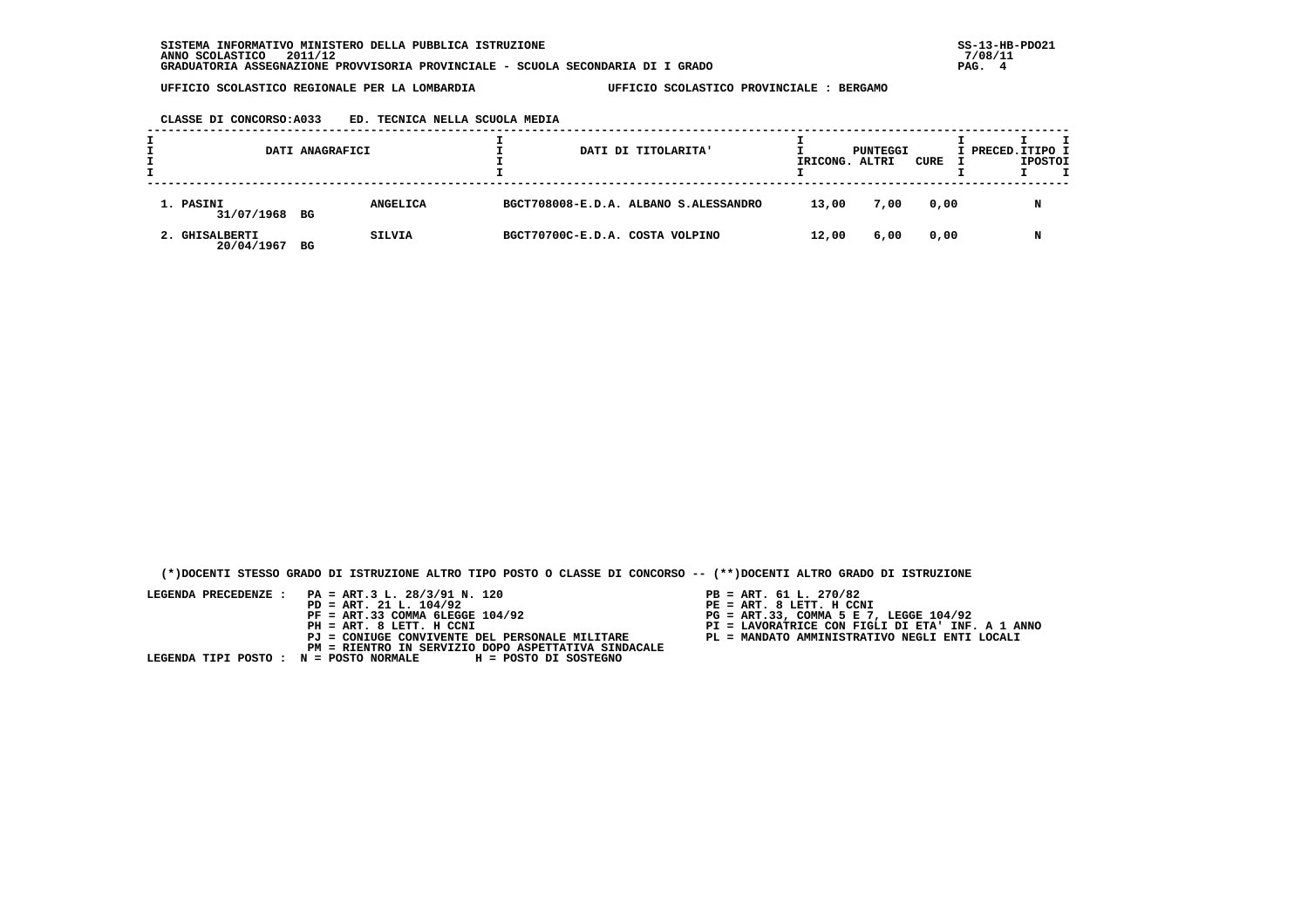SISTEMA INFORMATIVO MINISTERO DELLA PUBBLICA ISTRUZIONE
ANNO SCOLASTICO 2011/12
GRADUATORIA ASSEGNAZIONE PROVVISORIA PROVINCIALE - SCUOLA SECONDARIA DI I GRADO

SS-13-HB-PDO21
7/08/11

UFFICIO SCOLASTICO REGIONALE PER LA LOMBARDIA — UFFICIO SCOLASTICO PROVINCIALE : BERGAMO

CLASSE DI CONCORSO:A033 ED. TECNICA NELLA SCUOLA MEDIA

| DATI ANAGRAFICI | | | DATI DI TITOLARITA' | PUNTEGGI RICONG. | ALTRI | CURE | PRECED. | TIPO POSTO |
|---|---|---|---|---|---|---|---|---|
| 1. PASINI 31/07/1968 | BG | ANGELICA | BGCT708008-E.D.A. ALBANO S.ALESSANDRO | 13,00 | 7,00 | 0,00 | | N |
| 2. GHISALBERTI 20/04/1967 | BG | SILVIA | BGCT70700C-E.D.A. COSTA VOLPINO | 12,00 | 6,00 | 0,00 | | N |

(*)DOCENTI STESSO GRADO DI ISTRUZIONE ALTRO TIPO POSTO O CLASSE DI CONCORSO -- (**)DOCENTI ALTRO GRADO DI ISTRUZIONE

LEGENDA PRECEDENZE :
- PA = ART.3 L. 28/3/91 N. 120
- PB = ART. 61 L. 270/82
- PD = ART. 21 L. 104/92
- PE = ART. 8 LETT. H CCNI
- PF = ART.33 COMMA 6LEGGE 104/92
- PG = ART.33, COMMA 5 E 7, LEGGE 104/92
- PH = ART. 8 LETT. H CCNI
- PI = LAVORATRICE CON FIGLI DI ETA' INF. A 1 ANNO
- PJ = CONIUGE CONVIVENTE DEL PERSONALE MILITARE
- PL = MANDATO AMMINISTRATIVO NEGLI ENTI LOCALI
- PM = RIENTRO IN SERVIZIO DOPO ASPETTATIVA SINDACALE

LEGENDA TIPI POSTO : N = POSTO NORMALE H = POSTO DI SOSTEGNO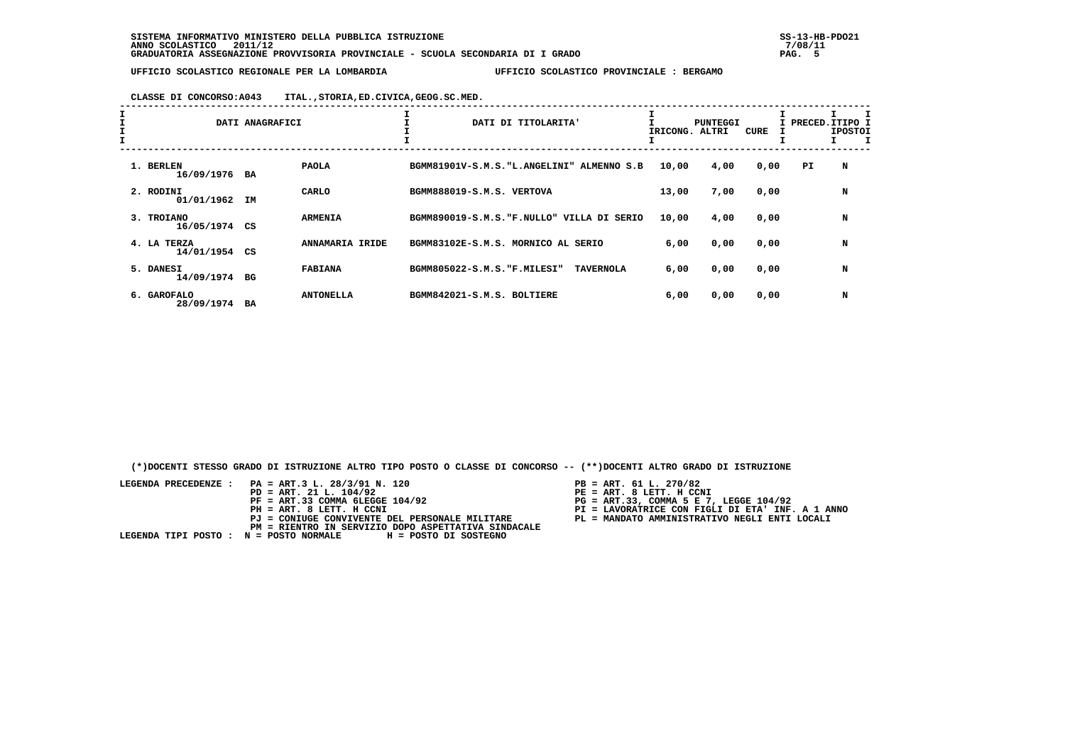SISTEMA INFORMATIVO MINISTERO DELLA PUBBLICA ISTRUZIONE
ANNO SCOLASTICO 2011/12
GRADUATORIA ASSEGNAZIONE PROVVISORIA PROVINCIALE - SCUOLA SECONDARIA DI I GRADO

UFFICIO SCOLASTICO REGIONALE PER LA LOMBARDIA — UFFICIO SCOLASTICO PROVINCIALE : BERGAMO

CLASSE DI CONCORSO:A043 ITAL.,STORIA,ED.CIVICA,GEOG.SC.MED.

| DATI ANAGRAFICI | | | DATI DI TITOLARITA' | PUNTEGGI RICONG. | ALTRI | CURE | PRECED. | TIPO POSTO |
|---|---|---|---|---|---|---|---|---|
| 1. BERLEN 16/09/1976 | BA | PAOLA | BGMM81901V-S.M.S."L.ANGELINI" ALMENNO S.B | 10,00 | 4,00 | 0,00 | PI | N |
| 2. RODINI 01/01/1962 | IM | CARLO | BGMM888019-S.M.S. VERTOVA | 13,00 | 7,00 | 0,00 | | N |
| 3. TROIANO 16/05/1974 | CS | ARMENIA | BGMM890019-S.M.S."F.NULLO" VILLA DI SERIO | 10,00 | 4,00 | 0,00 | | N |
| 4. LA TERZA 14/01/1954 | CS | ANNAMARIA IRIDE | BGMM83102E-S.M.S. MORNICO AL SERIO | 6,00 | 0,00 | 0,00 | | N |
| 5. DANESI 14/09/1974 | BG | FABIANA | BGMM805022-S.M.S."F.MILESI" TAVERNOLA | 6,00 | 0,00 | 0,00 | | N |
| 6. GAROFALO 28/09/1974 | BA | ANTONELLA | BGMM842021-S.M.S. BOLTIERE | 6,00 | 0,00 | 0,00 | | N |

(*)DOCENTI STESSO GRADO DI ISTRUZIONE ALTRO TIPO POSTO O CLASSE DI CONCORSO -- (**)DOCENTI ALTRO GRADO DI ISTRUZIONE

LEGENDA PRECEDENZE :
- PA = ART.3 L. 28/3/91 N. 120
- PB = ART. 61 L. 270/82
- PD = ART. 21 L. 104/92
- PE = ART. 8 LETT. H CCNI
- PF = ART.33 COMMA 6LEGGE 104/92
- PG = ART.33, COMMA 5 E 7, LEGGE 104/92
- PH = ART. 8 LETT. H CCNI
- PI = LAVORATRICE CON FIGLI DI ETA' INF. A 1 ANNO
- PJ = CONIUGE CONVIVENTE DEL PERSONALE MILITARE
- PL = MANDATO AMMINISTRATIVO NEGLI ENTI LOCALI
- PM = RIENTRO IN SERVIZIO DOPO ASPETTATIVA SINDACALE

LEGENDA TIPI POSTO : N = POSTO NORMALE H = POSTO DI SOSTEGNO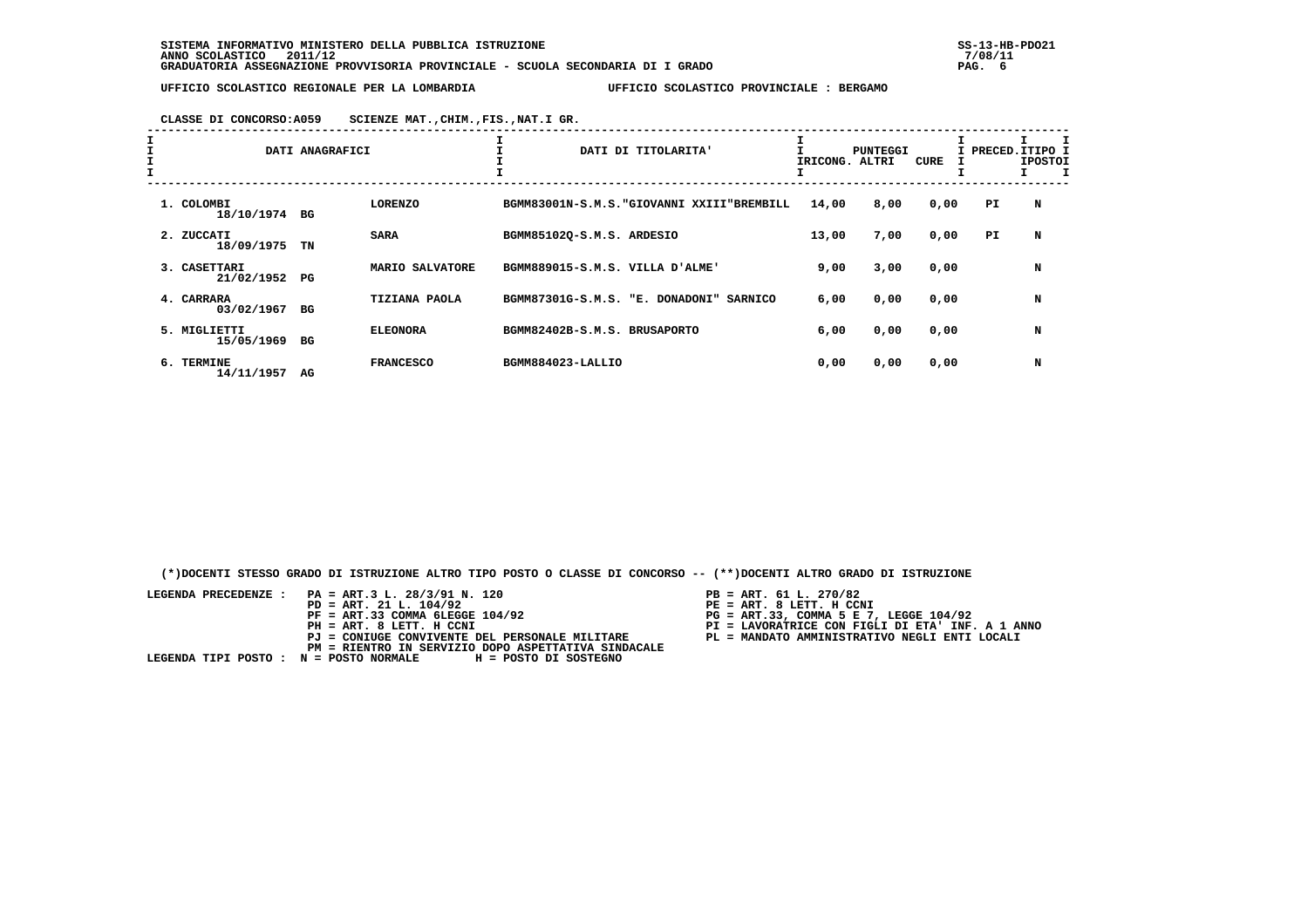SISTEMA INFORMATIVO MINISTERO DELLA PUBBLICA ISTRUZIONE
ANNO SCOLASTICO 2011/12
GRADUATORIA ASSEGNAZIONE PROVVISORIA PROVINCIALE - SCUOLA SECONDARIA DI I GRADO

UFFICIO SCOLASTICO REGIONALE PER LA LOMBARDIA UFFICIO SCOLASTICO PROVINCIALE : BERGAMO

CLASSE DI CONCORSO:A059 SCIENZE MAT.,CHIM.,FIS.,NAT.I GR.

| DATI ANAGRAFICI | | | DATI DI TITOLARITA' | PUNTEGGI RICONG. | PUNTEGGI ALTRI | PUNTEGGI CURE | PRECED. | TIPO POSTO |
|---|---|---|---|---|---|---|---|---|
| 1. COLOMBI 18/10/1974 | BG | LORENZO | BGMM83001N-S.M.S."GIOVANNI XXIII"BREMBILL | 14,00 | 8,00 | 0,00 | PI | N |
| 2. ZUCCATI 18/09/1975 | TN | SARA | BGMM85102Q-S.M.S. ARDESIO | 13,00 | 7,00 | 0,00 | PI | N |
| 3. CASETTARI 21/02/1952 | PG | MARIO SALVATORE | BGMM889015-S.M.S. VILLA D'ALME' | 9,00 | 3,00 | 0,00 | | N |
| 4. CARRARA 03/02/1967 | BG | TIZIANA PAOLA | BGMM87301G-S.M.S. "E. DONADONI" SARNICO | 6,00 | 0,00 | 0,00 | | N |
| 5. MIGLIETTI 15/05/1969 | BG | ELEONORA | BGMM82402B-S.M.S. BRUSAPORTO | 6,00 | 0,00 | 0,00 | | N |
| 6. TERMINE 14/11/1957 | AG | FRANCESCO | BGMM884023-LALLIO | 0,00 | 0,00 | 0,00 | | N |

(*)DOCENTI STESSO GRADO DI ISTRUZIONE ALTRO TIPO POSTO O CLASSE DI CONCORSO -- (**)DOCENTI ALTRO GRADO DI ISTRUZIONE

LEGENDA PRECEDENZE :
- PA = ART.3 L. 28/3/91 N. 120
- PB = ART. 61 L. 270/82
- PD = ART. 21 L. 104/92
- PE = ART. 8 LETT. H CCNI
- PF = ART.33 COMMA 6LEGGE 104/92
- PG = ART.33, COMMA 5 E 7, LEGGE 104/92
- PH = ART. 8 LETT. H CCNI
- PI = LAVORATRICE CON FIGLI DI ETA' INF. A 1 ANNO
- PJ = CONIUGE CONVIVENTE DEL PERSONALE MILITARE
- PL = MANDATO AMMINISTRATIVO NEGLI ENTI LOCALI
- PM = RIENTRO IN SERVIZIO DOPO ASPETTATIVA SINDACALE

LEGENDA TIPI POSTO : N = POSTO NORMALE H = POSTO DI SOSTEGNO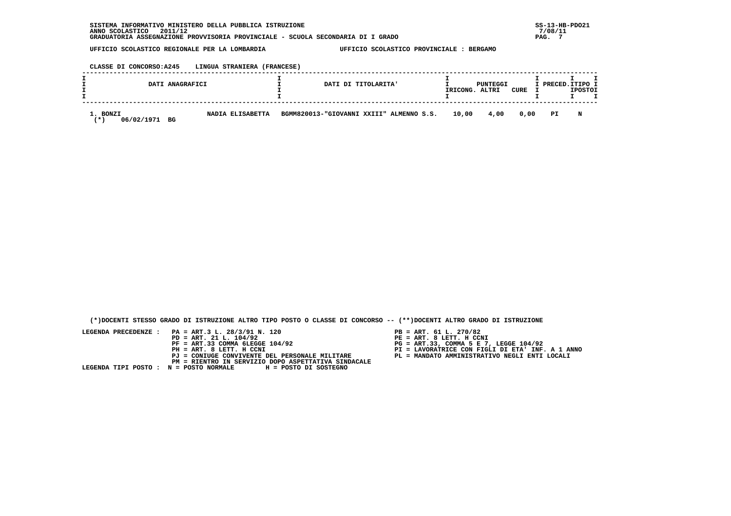SISTEMA INFORMATIVO MINISTERO DELLA PUBBLICA ISTRUZIONE
ANNO SCOLASTICO 2011/12
GRADUATORIA ASSEGNAZIONE PROVVISORIA PROVINCIALE - SCUOLA SECONDARIA DI I GRADO

SS-13-HB-PDO21
7/08/11

UFFICIO SCOLASTICO REGIONALE PER LA LOMBARDIA UFFICIO SCOLASTICO PROVINCIALE : BERGAMO

CLASSE DI CONCORSO:A245 LINGUA STRANIERA (FRANCESE)

| DATI ANAGRAFICI | | DATI DI TITOLARITA' | PUNTEGGI RICONG. | ALTRI | CURE | PRECED. | TIPO POSTO |
|---|---|---|---|---|---|---|---|
| 1. BONZI (*) 06/02/1971 BG | NADIA ELISABETTA | BGMM820013-"GIOVANNI XXIII" ALMENNO S.S. | 10,00 | 4,00 | 0,00 | PI | N |

(*)DOCENTI STESSO GRADO DI ISTRUZIONE ALTRO TIPO POSTO O CLASSE DI CONCORSO -- (**)DOCENTI ALTRO GRADO DI ISTRUZIONE

LEGENDA PRECEDENZE :
- PA = ART.3 L. 28/3/91 N. 120
- PB = ART. 61 L. 270/82
- PD = ART. 21 L. 104/92
- PE = ART. 8 LETT. H CCNI
- PF = ART.33 COMMA 6LEGGE 104/92
- PG = ART.33, COMMA 5 E 7, LEGGE 104/92
- PH = ART. 8 LETT. H CCNI
- PI = LAVORATRICE CON FIGLI DI ETA' INF. A 1 ANNO
- PJ = CONIUGE CONVIVENTE DEL PERSONALE MILITARE
- PL = MANDATO AMMINISTRATIVO NEGLI ENTI LOCALI
- PM = RIENTRO IN SERVIZIO DOPO ASPETTATIVA SINDACALE

LEGENDA TIPI POSTO : N = POSTO NORMALE H = POSTO DI SOSTEGNO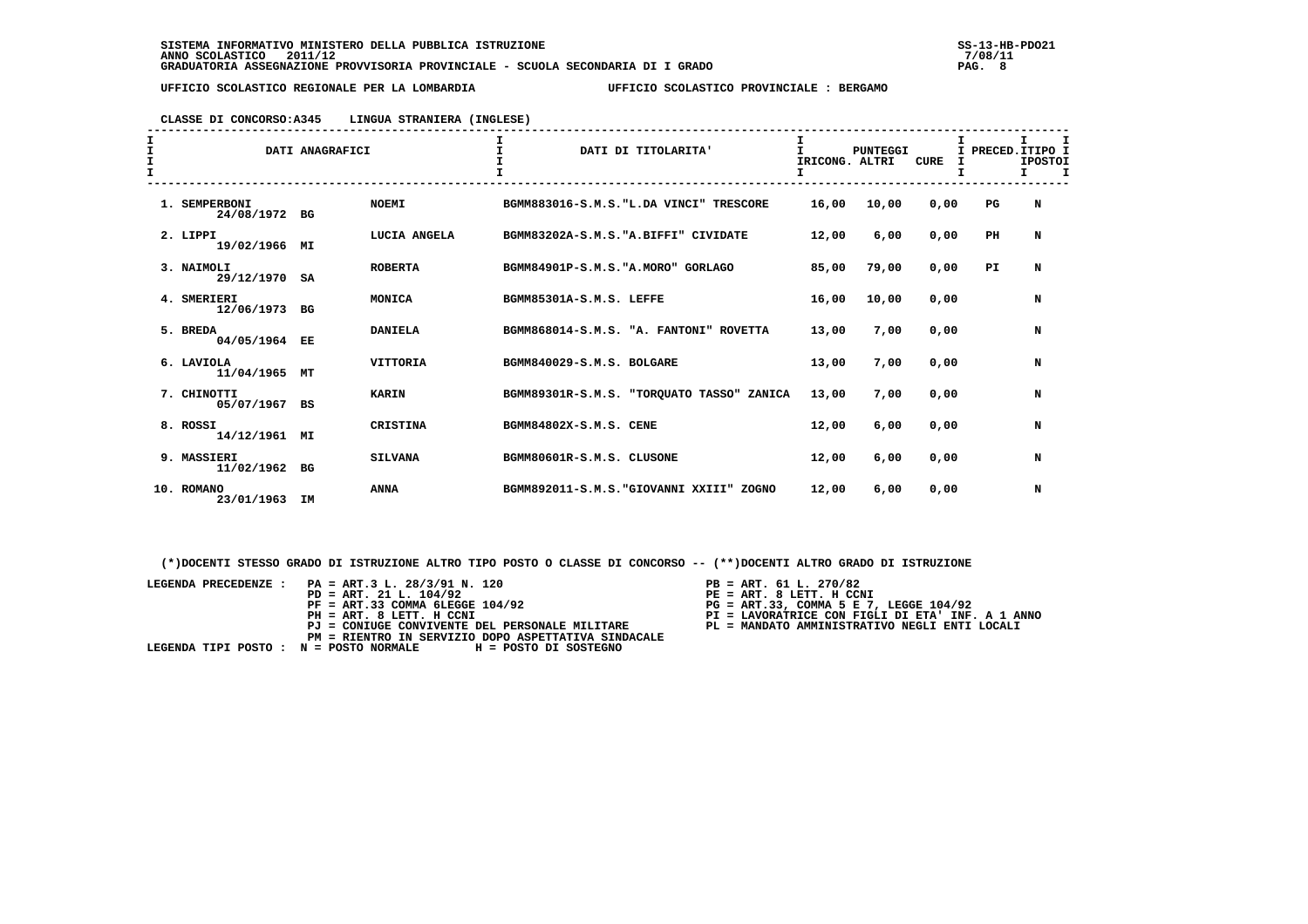SISTEMA INFORMATIVO MINISTERO DELLA PUBBLICA ISTRUZIONE
ANNO SCOLASTICO 2011/12
GRADUATORIA ASSEGNAZIONE PROVVISORIA PROVINCIALE - SCUOLA SECONDARIA DI I GRADO

UFFICIO SCOLASTICO REGIONALE PER LA LOMBARDIA — UFFICIO SCOLASTICO PROVINCIALE : BERGAMO

CLASSE DI CONCORSO:A345 LINGUA STRANIERA (INGLESE)

| DATI ANAGRAFICI | | | DATI DI TITOLARITA' | PUNTEGGI IRICONG. | ALTRI | CURE | PRECED. | TIPO POSTO |
|---|---|---|---|---|---|---|---|---|
| 1. SEMPERBONI 24/08/1972 | BG | NOEMI | BGMM883016-S.M.S."L.DA VINCI" TRESCORE | 16,00 | 10,00 | 0,00 | PG | N |
| 2. LIPPI 19/02/1966 | MI | LUCIA ANGELA | BGMM83202A-S.M.S."A.BIFFI" CIVIDATE | 12,00 | 6,00 | 0,00 | PH | N |
| 3. NAIMOLI 29/12/1970 | SA | ROBERTA | BGMM84901P-S.M.S."A.MORO" GORLAGO | 85,00 | 79,00 | 0,00 | PI | N |
| 4. SMERIERI 12/06/1973 | BG | MONICA | BGMM85301A-S.M.S. LEFFE | 16,00 | 10,00 | 0,00 | | N |
| 5. BREDA 04/05/1964 | EE | DANIELA | BGMM868014-S.M.S. "A. FANTONI" ROVETTA | 13,00 | 7,00 | 0,00 | | N |
| 6. LAVIOLA 11/04/1965 | MT | VITTORIA | BGMM840029-S.M.S. BOLGARE | 13,00 | 7,00 | 0,00 | | N |
| 7. CHINOTTI 05/07/1967 | BS | KARIN | BGMM89301R-S.M.S. "TORQUATO TASSO" ZANICA | 13,00 | 7,00 | 0,00 | | N |
| 8. ROSSI 14/12/1961 | MI | CRISTINA | BGMM84802X-S.M.S. CENE | 12,00 | 6,00 | 0,00 | | N |
| 9. MASSIERI 11/02/1962 | BG | SILVANA | BGMM80601R-S.M.S. CLUSONE | 12,00 | 6,00 | 0,00 | | N |
| 10. ROMANO 23/01/1963 | IM | ANNA | BGMM892011-S.M.S."GIOVANNI XXIII" ZOGNO | 12,00 | 6,00 | 0,00 | | N |

(*)DOCENTI STESSO GRADO DI ISTRUZIONE ALTRO TIPO POSTO O CLASSE DI CONCORSO -- (**)DOCENTI ALTRO GRADO DI ISTRUZIONE

LEGENDA PRECEDENZE :
- PA = ART.3 L. 28/3/91 N. 120
- PB = ART. 61 L. 270/82
- PD = ART. 21 L. 104/92
- PE = ART. 8 LETT. H CCNI
- PF = ART.33 COMMA 6LEGGE 104/92
- PG = ART.33, COMMA 5 E 7, LEGGE 104/92
- PH = ART. 8 LETT. H CCNI
- PI = LAVORATRICE CON FIGLI DI ETA' INF. A 1 ANNO
- PJ = CONIUGE CONVIVENTE DEL PERSONALE MILITARE
- PL = MANDATO AMMINISTRATIVO NEGLI ENTI LOCALI
- PM = RIENTRO IN SERVIZIO DOPO ASPETTATIVA SINDACALE

LEGENDA TIPI POSTO : N = POSTO NORMALE H = POSTO DI SOSTEGNO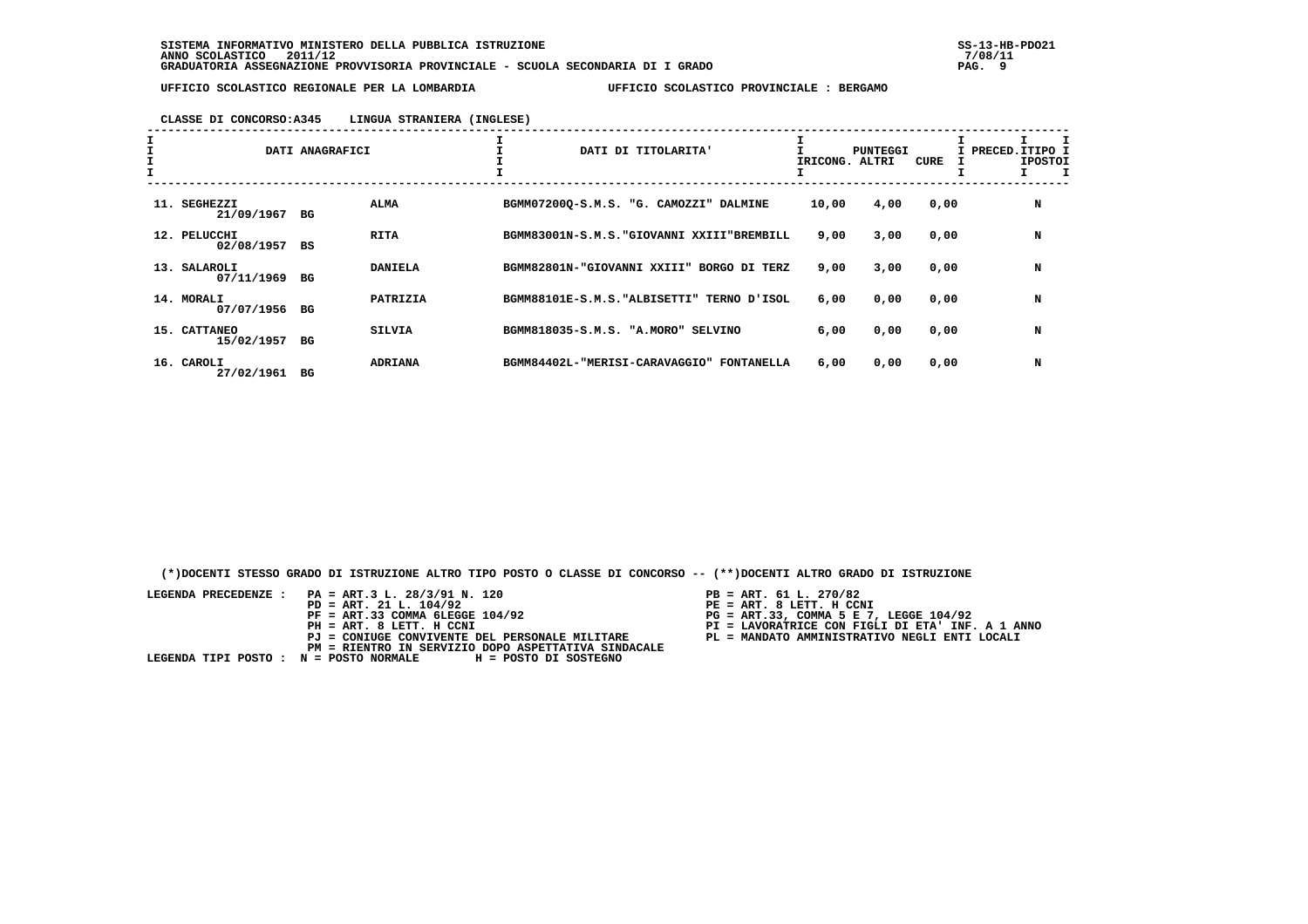SISTEMA INFORMATIVO MINISTERO DELLA PUBBLICA ISTRUZIONE
ANNO SCOLASTICO 2011/12
GRADUATORIA ASSEGNAZIONE PROVVISORIA PROVINCIALE - SCUOLA SECONDARIA DI I GRADO

UFFICIO SCOLASTICO REGIONALE PER LA LOMBARDIA — UFFICIO SCOLASTICO PROVINCIALE : BERGAMO

CLASSE DI CONCORSO:A345 LINGUA STRANIERA (INGLESE)

| DATI ANAGRAFICI | | | DATI DI TITOLARITA' | PUNTEGGI RICONG. | ALTRI | CURE | PRECED. | TIPO POSTO |
|---|---|---|---|---|---|---|---|---|
| 11. SEGHEZZI 21/09/1967 | BG | ALMA | BGMM07200Q-S.M.S. "G. CAMOZZI" DALMINE | 10,00 | 4,00 | 0,00 | | N |
| 12. PELUCCHI 02/08/1957 | BS | RITA | BGMM83001N-S.M.S."GIOVANNI XXIII"BREMBILL | 9,00 | 3,00 | 0,00 | | N |
| 13. SALAROLI 07/11/1969 | BG | DANIELA | BGMM82801N-"GIOVANNI XXIII" BORGO DI TERZ | 9,00 | 3,00 | 0,00 | | N |
| 14. MORALI 07/07/1956 | BG | PATRIZIA | BGMM88101E-S.M.S."ALBISETTI" TERNO D'ISOL | 6,00 | 0,00 | 0,00 | | N |
| 15. CATTANEO 15/02/1957 | BG | SILVIA | BGMM818035-S.M.S. "A.MORO" SELVINO | 6,00 | 0,00 | 0,00 | | N |
| 16. CAROLI 27/02/1961 | BG | ADRIANA | BGMM84402L-"MERISI-CARAVAGGIO" FONTANELLA | 6,00 | 0,00 | 0,00 | | N |

(*)DOCENTI STESSO GRADO DI ISTRUZIONE ALTRO TIPO POSTO O CLASSE DI CONCORSO -- (**)DOCENTI ALTRO GRADO DI ISTRUZIONE

LEGENDA PRECEDENZE :
- PA = ART.3 L. 28/3/91 N. 120
- PB = ART. 61 L. 270/82
- PD = ART. 21 L. 104/92
- PE = ART. 8 LETT. H CCNI
- PF = ART.33 COMMA 6LEGGE 104/92
- PG = ART.33, COMMA 5 E 7, LEGGE 104/92
- PH = ART. 8 LETT. H CCNI
- PI = LAVORATRICE CON FIGLI DI ETA' INF. A 1 ANNO
- PJ = CONIUGE CONVIVENTE DEL PERSONALE MILITARE
- PL = MANDATO AMMINISTRATIVO NEGLI ENTI LOCALI
- PM = RIENTRO IN SERVIZIO DOPO ASPETTATIVA SINDACALE

LEGENDA TIPI POSTO : N = POSTO NORMALE H = POSTO DI SOSTEGNO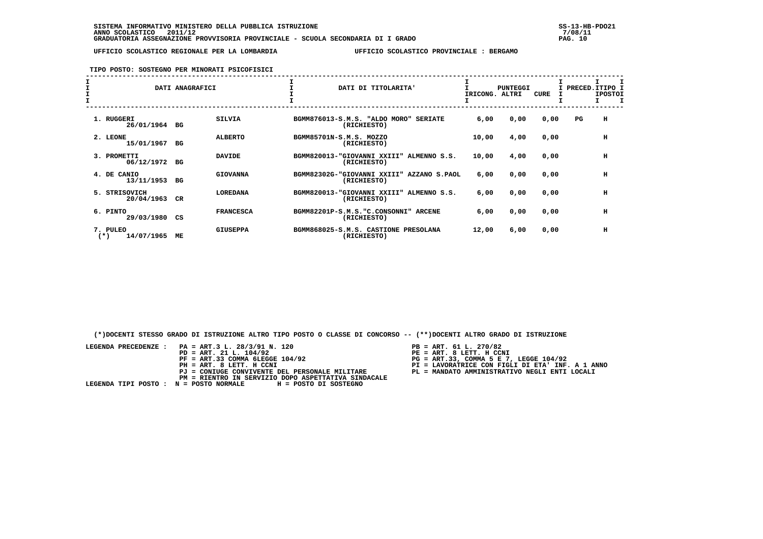**SISTEMA INFORMATIVO MINISTERO DELLA PUBBLICA ISTRUZIONE** SS-13-HB-PDO21
**ANNO SCOLASTICO 2011/12** 7/08/11
**GRADUATORIA ASSEGNAZIONE PROVVISORIA PROVINCIALE - SCUOLA SECONDARIA DI I GRADO**

**UFFICIO SCOLASTICO REGIONALE PER LA LOMBARDIA** **UFFICIO SCOLASTICO PROVINCIALE : BERGAMO**

**TIPO POSTO: SOSTEGNO PER MINORATI PSICOFISICI**

| DATI ANAGRAFICI | | | DATI DI TITOLARITA' | PUNTEGGI RICONG. | ALTRI | CURE | PRECED. | TIPO POSTO |
|---|---|---|---|---|---|---|---|---|
| 1. RUGGERI 26/01/1964 | BG | SILVIA | BGMM876013-S.M.S. "ALDO MORO" SERIATE (RICHIESTO) | 6,00 | 0,00 | 0,00 | PG | H |
| 2. LEONE 15/01/1967 | BG | ALBERTO | BGMM85701N-S.M.S. MOZZO (RICHIESTO) | 10,00 | 4,00 | 0,00 | | H |
| 3. PROMETTI 06/12/1972 | BG | DAVIDE | BGMM820013-"GIOVANNI XXIII" ALMENNO S.S. (RICHIESTO) | 10,00 | 4,00 | 0,00 | | H |
| 4. DE CANIO 13/11/1953 | BG | GIOVANNA | BGMM82302G-"GIOVANNI XXIII" AZZANO S.PAOL (RICHIESTO) | 6,00 | 0,00 | 0,00 | | H |
| 5. STRISOVICH 20/04/1963 | CR | LOREDANA | BGMM820013-"GIOVANNI XXIII" ALMENNO S.S. (RICHIESTO) | 6,00 | 0,00 | 0,00 | | H |
| 6. PINTO 29/03/1980 | CS | FRANCESCA | BGMM82201P-S.M.S."C.CONSONNI" ARCENE (RICHIESTO) | 6,00 | 0,00 | 0,00 | | H |
| 7. PULEO (*) 14/07/1965 | ME | GIUSEPPA | BGMM868025-S.M.S. CASTIONE PRESOLANA (RICHIESTO) | 12,00 | 6,00 | 0,00 | | H |

(*)DOCENTI STESSO GRADO DI ISTRUZIONE ALTRO TIPO POSTO O CLASSE DI CONCORSO -- (**)DOCENTI ALTRO GRADO DI ISTRUZIONE

LEGENDA PRECEDENZE :
- PA = ART.3 L. 28/3/91 N. 120
- PB = ART. 61 L. 270/82
- PD = ART. 21 L. 104/92
- PE = ART. 8 LETT. H CCNI
- PF = ART.33 COMMA 6LEGGE 104/92
- PG = ART.33, COMMA 5 E 7, LEGGE 104/92
- PH = ART. 8 LETT. H CCNI
- PI = LAVORATRICE CON FIGLI DI ETA' INF. A 1 ANNO
- PJ = CONIUGE CONVIVENTE DEL PERSONALE MILITARE
- PL = MANDATO AMMINISTRATIVO NEGLI ENTI LOCALI
- PM = RIENTRO IN SERVIZIO DOPO ASPETTATIVA SINDACALE

LEGENDA TIPI POSTO : N = POSTO NORMALE H = POSTO DI SOSTEGNO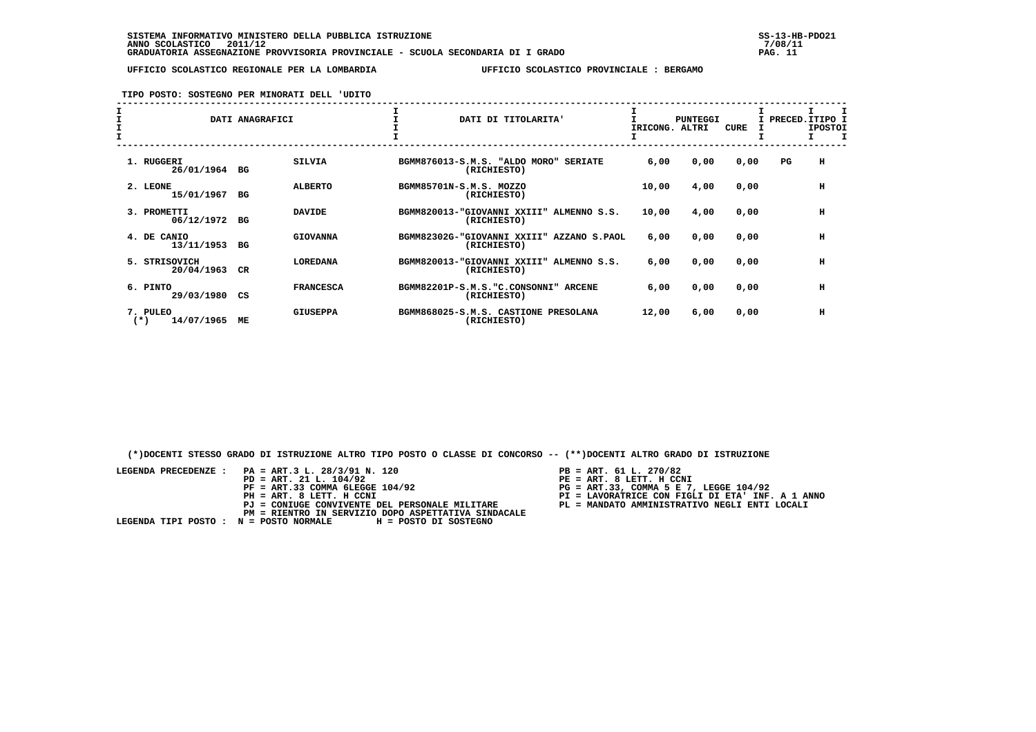**SISTEMA INFORMATIVO MINISTERO DELLA PUBBLICA ISTRUZIONE** SS-13-HB-PDO21
**ANNO SCOLASTICO 2011/12** 7/08/11
**GRADUATORIA ASSEGNAZIONE PROVVISORIA PROVINCIALE - SCUOLA SECONDARIA DI I GRADO**

**UFFICIO SCOLASTICO REGIONALE PER LA LOMBARDIA** **UFFICIO SCOLASTICO PROVINCIALE : BERGAMO**

**TIPO POSTO: SOSTEGNO PER MINORATI DELL 'UDITO**

| DATI ANAGRAFICI | | | DATI DI TITOLARITA' | PUNTEGGI RICONG. | PUNTEGGI ALTRI | PUNTEGGI CURE | PRECED. | TIPO POSTO |
|---|---|---|---|---|---|---|---|---|
| 1. RUGGERI 26/01/1964 | BG | SILVIA | BGMM876013-S.M.S. "ALDO MORO" SERIATE (RICHIESTO) | 6,00 | 0,00 | 0,00 | PG | H |
| 2. LEONE 15/01/1967 | BG | ALBERTO | BGMM85701N-S.M.S. MOZZO (RICHIESTO) | 10,00 | 4,00 | 0,00 | | H |
| 3. PROMETTI 06/12/1972 | BG | DAVIDE | BGMM820013-"GIOVANNI XXIII" ALMENNO S.S. (RICHIESTO) | 10,00 | 4,00 | 0,00 | | H |
| 4. DE CANIO 13/11/1953 | BG | GIOVANNA | BGMM82302G-"GIOVANNI XXIII" AZZANO S.PAOL (RICHIESTO) | 6,00 | 0,00 | 0,00 | | H |
| 5. STRISOVICH 20/04/1963 | CR | LOREDANA | BGMM820013-"GIOVANNI XXIII" ALMENNO S.S. (RICHIESTO) | 6,00 | 0,00 | 0,00 | | H |
| 6. PINTO 29/03/1980 | CS | FRANCESCA | BGMM82201P-S.M.S."C.CONSONNI" ARCENE (RICHIESTO) | 6,00 | 0,00 | 0,00 | | H |
| 7. PULEO (*) 14/07/1965 | ME | GIUSEPPA | BGMM868025-S.M.S. CASTIONE PRESOLANA (RICHIESTO) | 12,00 | 6,00 | 0,00 | | H |

(*)DOCENTI STESSO GRADO DI ISTRUZIONE ALTRO TIPO POSTO O CLASSE DI CONCORSO -- (**)DOCENTI ALTRO GRADO DI ISTRUZIONE

LEGENDA PRECEDENZE :
- PA = ART.3 L. 28/3/91 N. 120
- PB = ART. 61 L. 270/82
- PD = ART. 21 L. 104/92
- PE = ART. 8 LETT. H CCNI
- PF = ART.33 COMMA 6LEGGE 104/92
- PG = ART.33, COMMA 5 E 7, LEGGE 104/92
- PH = ART. 8 LETT. H CCNI
- PI = LAVORATRICE CON FIGLI DI ETA' INF. A 1 ANNO
- PJ = CONIUGE CONVIVENTE DEL PERSONALE MILITARE
- PL = MANDATO AMMINISTRATIVO NEGLI ENTI LOCALI
- PM = RIENTRO IN SERVIZIO DOPO ASPETTATIVA SINDACALE

LEGENDA TIPI POSTO : N = POSTO NORMALE H = POSTO DI SOSTEGNO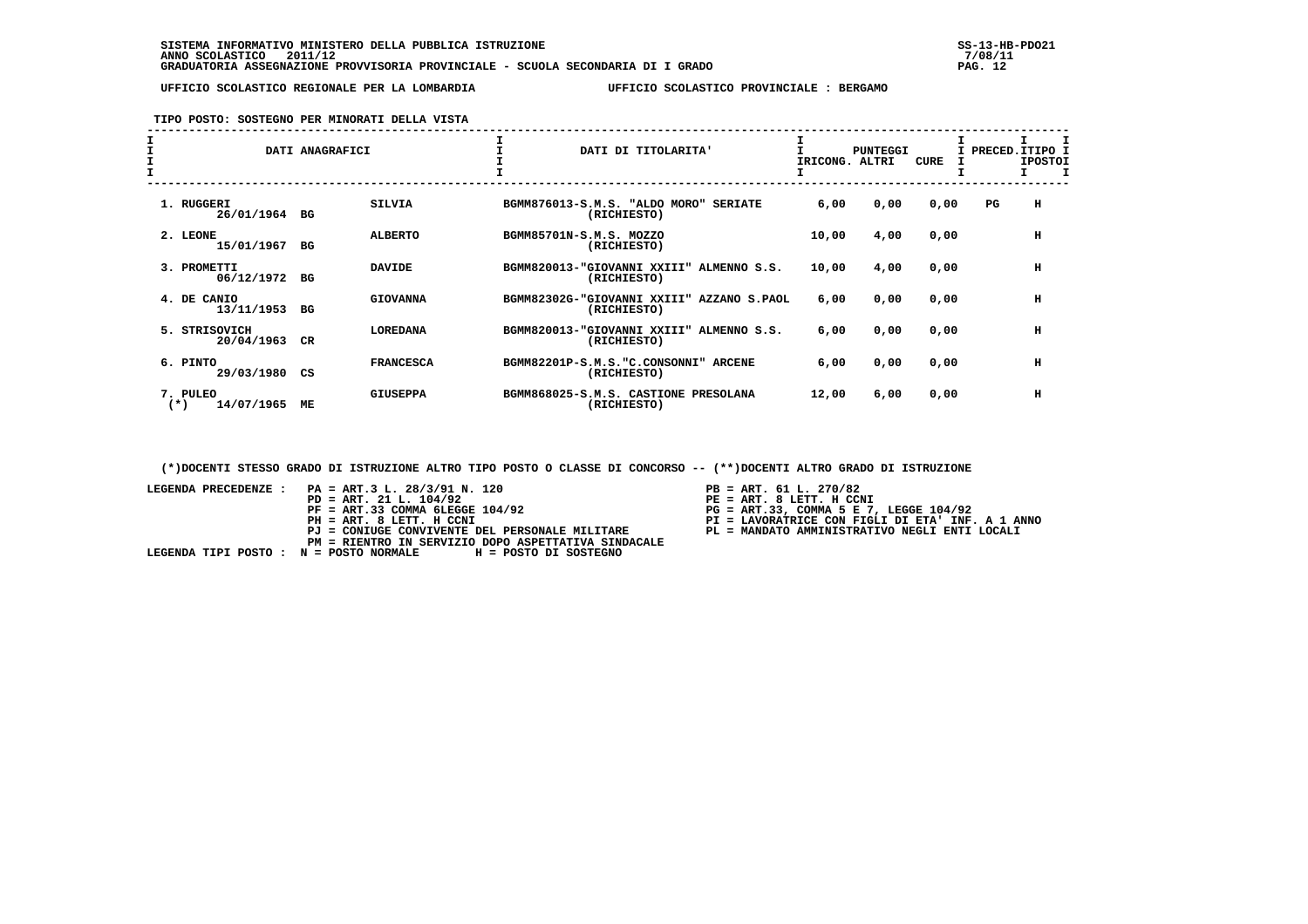SISTEMA INFORMATIVO MINISTERO DELLA PUBBLICA ISTRUZIONE
ANNO SCOLASTICO 2011/12
GRADUATORIA ASSEGNAZIONE PROVVISORIA PROVINCIALE - SCUOLA SECONDARIA DI I GRADO

SS-13-HB-PDO21
7/08/11

UFFICIO SCOLASTICO REGIONALE PER LA LOMBARDIA — UFFICIO SCOLASTICO PROVINCIALE : BERGAMO

TIPO POSTO: SOSTEGNO PER MINORATI DELLA VISTA

| DATI ANAGRAFICI | | | DATI DI TITOLARITA' | PUNTEGGI RICONG. | PUNTEGGI ALTRI | PUNTEGGI CURE | PRECED. | TIPO POSTO |
|---|---|---|---|---|---|---|---|---|
| 1. RUGGERI 26/01/1964 | BG | SILVIA | BGMM876013-S.M.S. "ALDO MORO" SERIATE (RICHIESTO) | 6,00 | 0,00 | 0,00 | PG | H |
| 2. LEONE 15/01/1967 | BG | ALBERTO | BGMM85701N-S.M.S. MOZZO (RICHIESTO) | 10,00 | 4,00 | 0,00 | | H |
| 3. PROMETTI 06/12/1972 | BG | DAVIDE | BGMM820013-"GIOVANNI XXIII" ALMENNO S.S. (RICHIESTO) | 10,00 | 4,00 | 0,00 | | H |
| 4. DE CANIO 13/11/1953 | BG | GIOVANNA | BGMM82302G-"GIOVANNI XXIII" AZZANO S.PAOL (RICHIESTO) | 6,00 | 0,00 | 0,00 | | H |
| 5. STRISOVICH 20/04/1963 | CR | LOREDANA | BGMM820013-"GIOVANNI XXIII" ALMENNO S.S. (RICHIESTO) | 6,00 | 0,00 | 0,00 | | H |
| 6. PINTO 29/03/1980 | CS | FRANCESCA | BGMM82201P-S.M.S."C.CONSONNI" ARCENE (RICHIESTO) | 6,00 | 0,00 | 0,00 | | H |
| 7. PULEO (*) 14/07/1965 | ME | GIUSEPPA | BGMM868025-S.M.S. CASTIONE PRESOLANA (RICHIESTO) | 12,00 | 6,00 | 0,00 | | H |

(*)DOCENTI STESSO GRADO DI ISTRUZIONE ALTRO TIPO POSTO O CLASSE DI CONCORSO -- (**)DOCENTI ALTRO GRADO DI ISTRUZIONE

LEGENDA PRECEDENZE :
- PA = ART.3 L. 28/3/91 N. 120
- PB = ART. 61 L. 270/82
- PD = ART. 21 L. 104/92
- PE = ART. 8 LETT. H CCNI
- PF = ART.33 COMMA 6LEGGE 104/92
- PG = ART.33, COMMA 5 E 7, LEGGE 104/92
- PH = ART. 8 LETT. H CCNI
- PI = LAVORATRICE CON FIGLI DI ETA' INF. A 1 ANNO
- PJ = CONIUGE CONVIVENTE DEL PERSONALE MILITARE
- PL = MANDATO AMMINISTRATIVO NEGLI ENTI LOCALI
- PM = RIENTRO IN SERVIZIO DOPO ASPETTATIVA SINDACALE

LEGENDA TIPI POSTO : N = POSTO NORMALE H = POSTO DI SOSTEGNO